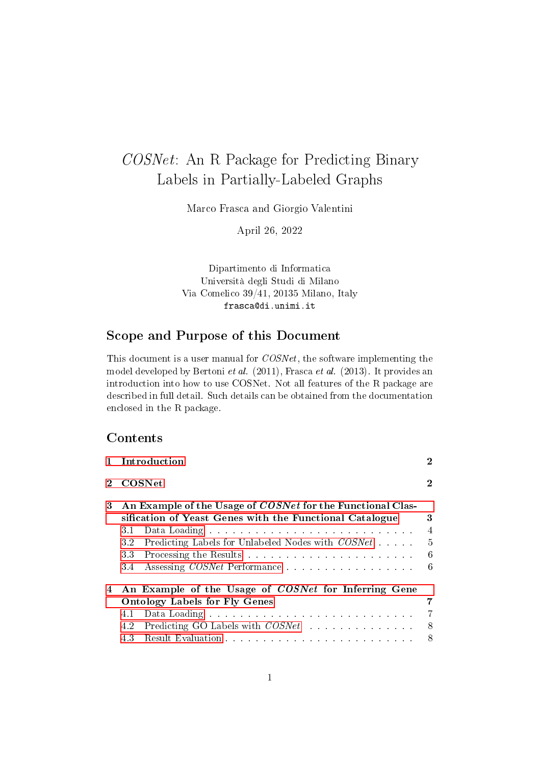# *COSNet*: An R Package for Predicting Binary Labels in Partially-Labeled Graphs

Marco Frasca and Giorgio Valentini

April 26, 2022

Dipartimento di Informatica
Università degli Studi di Milano
Via Comelico 39/41, 20135 Milano, Italy
`frasca@di.unimi.it`

## Scope and Purpose of this Document

This document is a user manual for *COSNet*, the software implementing the model developed by Bertoni *et al.* (2011), Frasca *et al.* (2013). It provides an introduction into how to use COSNet. Not all features of the R package are described in full detail. Such details can be obtained from the documentation enclosed in the R package.

## Contents

- **1 Introduction** — 2
- **2 COSNet** — 2
- **3 An Example of the Usage of *COSNet* for the Functional Classification of Yeast Genes with the Functional Catalogue** — 3
  - 3.1 Data Loading — 4
  - 3.2 Predicting Labels for Unlabeled Nodes with *COSNet* — 5
  - 3.3 Processing the Results — 6
  - 3.4 Assessing *COSNet* Performance — 6
- **4 An Example of the Usage of *COSNet* for Inferring Gene Ontology Labels for Fly Genes** — 7
  - 4.1 Data Loading — 7
  - 4.2 Predicting GO Labels with *COSNet* — 8
  - 4.3 Result Evaluation — 8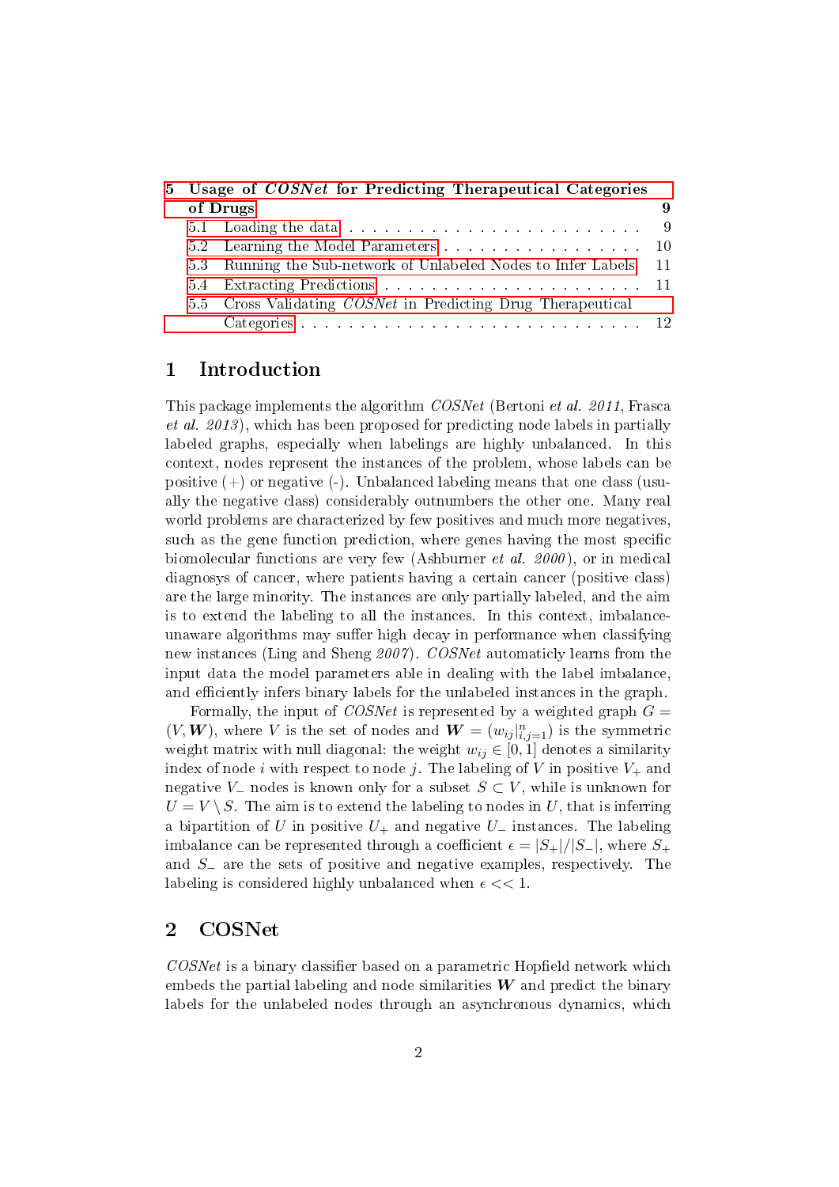5 Usage of *COSNet* for Predicting Therapeutical Categories of Drugs 9
- 5.1 Loading the data 9
- 5.2 Learning the Model Parameters 10
- 5.3 Running the Sub-network of Unlabeled Nodes to Infer Labels 11
- 5.4 Extracting Predictions 11
- 5.5 Cross Validating *COSNet* in Predicting Drug Therapeutical Categories 12

# 1 Introduction

This package implements the algorithm *COSNet* (Bertoni *et al.* *2011*, Frasca *et al.* *2013*), which has been proposed for predicting node labels in partially labeled graphs, especially when labelings are highly unbalanced. In this context, nodes represent the instances of the problem, whose labels can be positive (+) or negative (-). Unbalanced labeling means that one class (usually the negative class) considerably outnumbers the other one. Many real world problems are characterized by few positives and much more negatives, such as the gene function prediction, where genes having the most specific biomolecular functions are very few (Ashburner *et al.* *2000*), or in medical diagnosys of cancer, where patients having a certain cancer (positive class) are the large minority. The instances are only partially labeled, and the aim is to extend the labeling to all the instances. In this context, imbalance-unaware algorithms may suffer high decay in performance when classifying new instances (Ling and Sheng *2007*). *COSNet* automaticly learns from the input data the model parameters able in dealing with the label imbalance, and efficiently infers binary labels for the unlabeled instances in the graph.

Formally, the input of *COSNet* is represented by a weighted graph $G = (V, \boldsymbol{W})$, where $V$ is the set of nodes and $\boldsymbol{W} = (w_{ij}|_{i,j=1}^{n})$ is the symmetric weight matrix with null diagonal: the weight $w_{ij} \in [0, 1]$ denotes a similarity index of node $i$ with respect to node $j$. The labeling of $V$ in positive $V_+$ and negative $V_-$ nodes is known only for a subset $S \subset V$, while is unknown for $U = V \setminus S$. The aim is to extend the labeling to nodes in $U$, that is inferring a bipartition of $U$ in positive $U_+$ and negative $U_-$ instances. The labeling imbalance can be represented through a coefficient $\epsilon = |S_+|/|S_-|$, where $S_+$ and $S_-$ are the sets of positive and negative examples, respectively. The labeling is considered highly unbalanced when $\epsilon << 1$.

# 2 COSNet

*COSNet* is a binary classifier based on a parametric Hopfield network which embeds the partial labeling and node similarities $\boldsymbol{W}$ and predict the binary labels for the unlabeled nodes through an asynchronous dynamics, which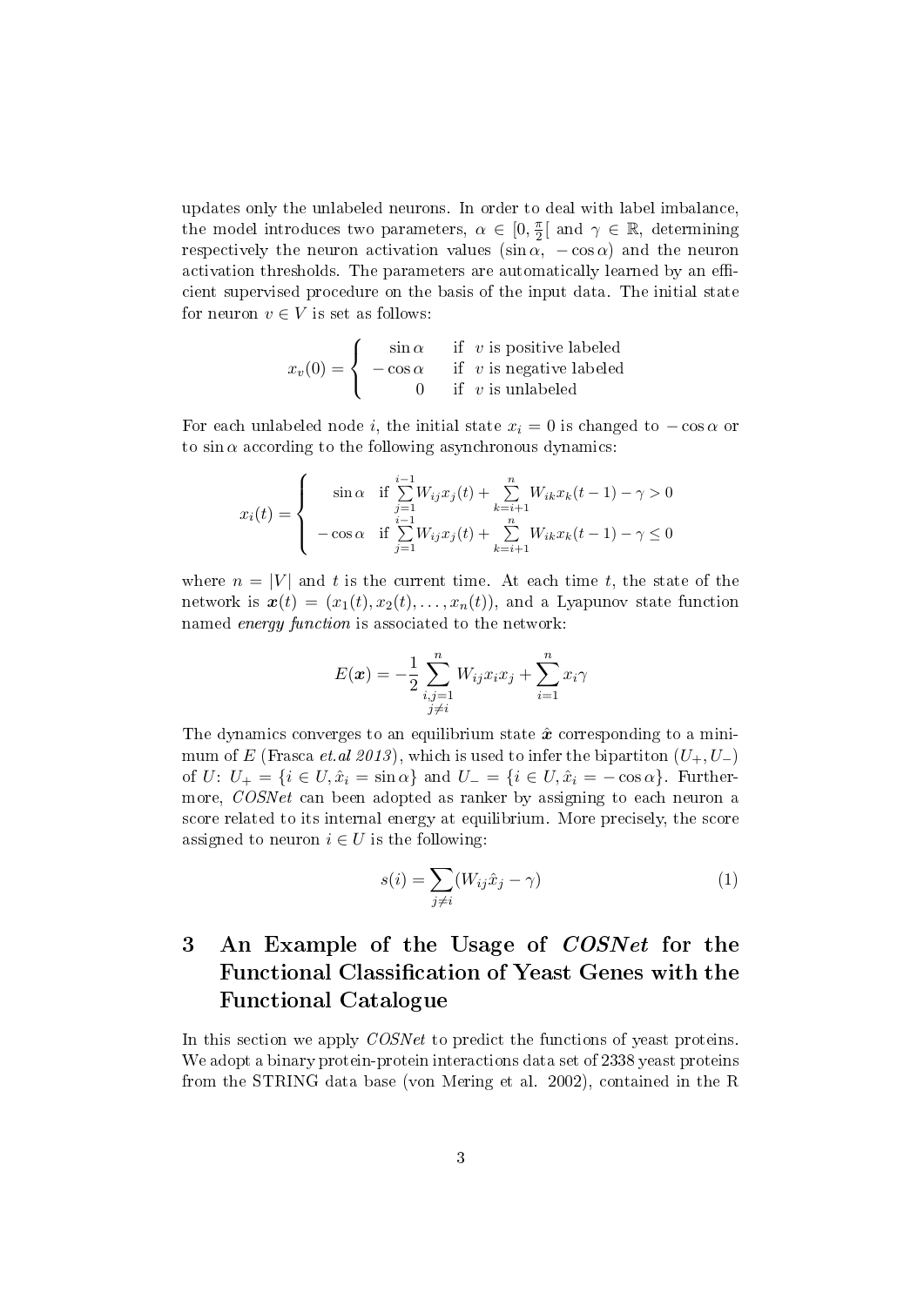updates only the unlabeled neurons. In order to deal with label imbalance, the model introduces two parameters, $\alpha \in [0, \frac{\pi}{2}[$ and $\gamma \in \mathbb{R}$, determining respectively the neuron activation values ($\sin\alpha$, $-\cos\alpha$) and the neuron activation thresholds. The parameters are automatically learned by an efficient supervised procedure on the basis of the input data. The initial state for neuron $v \in V$ is set as follows:

$$x_v(0) = \begin{cases} \sin\alpha & \text{if } v \text{ is positive labeled} \\ -\cos\alpha & \text{if } v \text{ is negative labeled} \\ 0 & \text{if } v \text{ is unlabeled} \end{cases}$$

For each unlabeled node $i$, the initial state $x_i = 0$ is changed to $-\cos\alpha$ or to $\sin\alpha$ according to the following asynchronous dynamics:

$$x_i(t) = \begin{cases} \sin\alpha & \text{if } \sum\limits_{j=1}^{i-1} W_{ij} x_j(t) + \sum\limits_{k=i+1}^{n} W_{ik} x_k(t-1) - \gamma > 0 \\ -\cos\alpha & \text{if } \sum\limits_{j=1}^{i-1} W_{ij} x_j(t) + \sum\limits_{k=i+1}^{n} W_{ik} x_k(t-1) - \gamma \leq 0 \end{cases}$$

where $n = |V|$ and $t$ is the current time. At each time $t$, the state of the network is $\boldsymbol{x}(t) = (x_1(t), x_2(t), \ldots, x_n(t))$, and a Lyapunov state function named *energy function* is associated to the network:

$$E(\boldsymbol{x}) = -\frac{1}{2} \sum_{\substack{i,j=1 \\ j \neq i}}^{n} W_{ij} x_i x_j + \sum_{i=1}^{n} x_i \gamma$$

The dynamics converges to an equilibrium state $\hat{\boldsymbol{x}}$ corresponding to a minimum of $E$ (Frasca *et.al 2013*), which is used to infer the bipartiton $(U_+, U_-)$ of $U$: $U_+ = \{i \in U, \hat{x}_i = \sin\alpha\}$ and $U_- = \{i \in U, \hat{x}_i = -\cos\alpha\}$. Furthermore, *COSNet* can been adopted as ranker by assigning to each neuron a score related to its internal energy at equilibrium. More precisely, the score assigned to neuron $i \in U$ is the following:

$$s(i) = \sum_{j \neq i} (W_{ij} \hat{x}_j - \gamma) \tag{1}$$

# 3 An Example of the Usage of *COSNet* for the Functional Classification of Yeast Genes with the Functional Catalogue

In this section we apply *COSNet* to predict the functions of yeast proteins. We adopt a binary protein-protein interactions data set of 2338 yeast proteins from the STRING data base (von Mering et al. 2002), contained in the R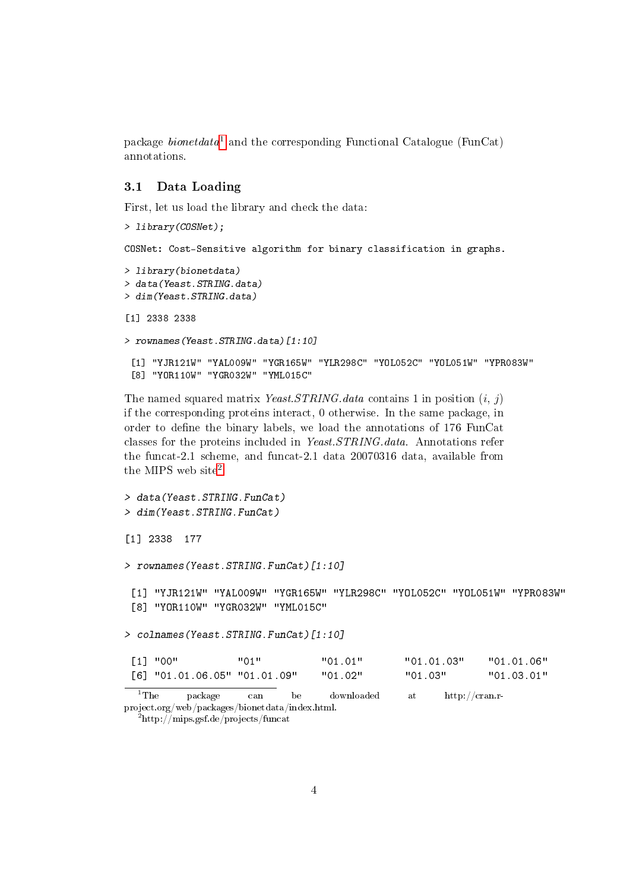package *bionetdata*[1] and the corresponding Functional Catalogue (FunCat) annotations.

### 3.1 Data Loading

First, let us load the library and check the data:

```
> library(COSNet);

COSNet: Cost-Sensitive algorithm for binary classification in graphs.

> library(bionetdata)
> data(Yeast.STRING.data)
> dim(Yeast.STRING.data)

[1] 2338 2338

> rownames(Yeast.STRING.data)[1:10]

 [1] "YJR121W" "YAL009W" "YGR165W" "YLR298C" "YOL052C" "YOL051W" "YPR083W"
 [8] "YOR110W" "YGR032W" "YML015C"
```

The named squared matrix *Yeast.STRING.data* contains 1 in position $(i, j)$ if the corresponding proteins interact, 0 otherwise. In the same package, in order to define the binary labels, we load the annotations of 176 FunCat classes for the proteins included in *Yeast.STRING.data*. Annotations refer the funcat-2.1 scheme, and funcat-2.1 data 20070316 data, available from the MIPS web site[2].

```
> data(Yeast.STRING.FunCat)
> dim(Yeast.STRING.FunCat)

[1] 2338  177

> rownames(Yeast.STRING.FunCat)[1:10]

 [1] "YJR121W" "YAL009W" "YGR165W" "YLR298C" "YOL052C" "YOL051W" "YPR083W"
 [8] "YOR110W" "YGR032W" "YML015C"

> colnames(Yeast.STRING.FunCat)[1:10]

 [1] "00"          "01"          "01.01"       "01.01.03"    "01.01.06"
 [6] "01.01.06.05" "01.01.09"    "01.02"       "01.03"       "01.03.01"
```

[1] The package can be downloaded at http://cran.r-project.org/web/packages/bionetdata/index.html.

[2] http://mips.gsf.de/projects/funcat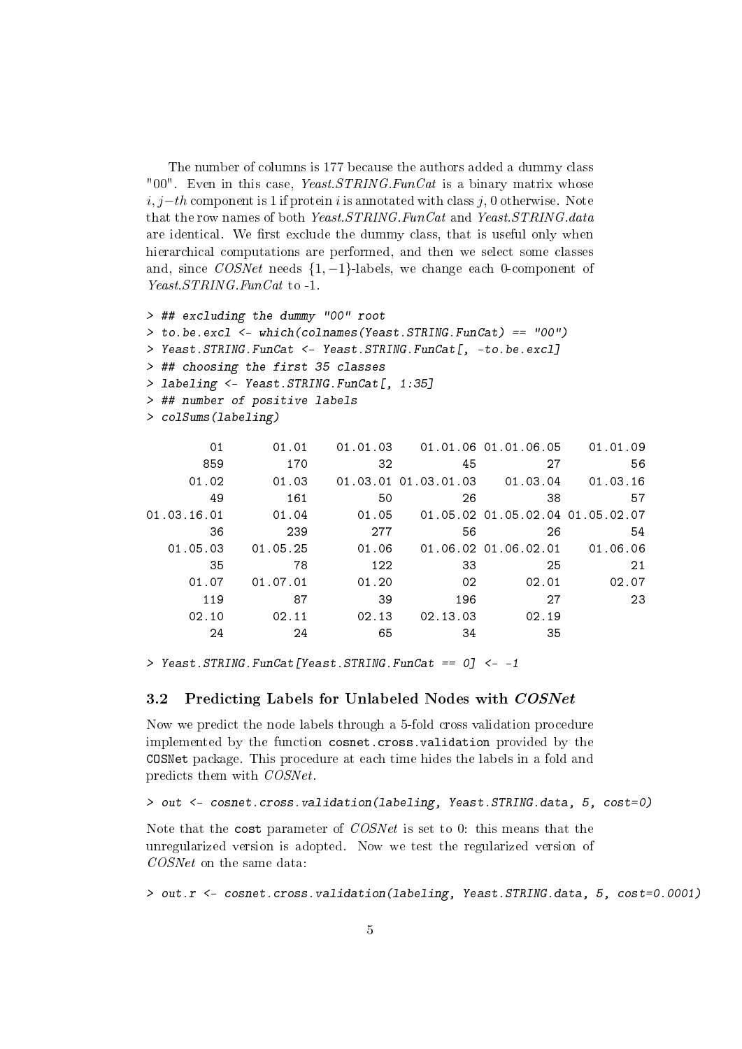The number of columns is 177 because the authors added a dummy class "00". Even in this case, *Yeast.STRING.FunCat* is a binary matrix whose $i, j-th$ component is 1 if protein $i$ is annotated with class $j$, 0 otherwise. Note that the row names of both *Yeast.STRING.FunCat* and *Yeast.STRING.data* are identical. We first exclude the dummy class, that is useful only when hierarchical computations are performed, and then we select some classes and, since *COSNet* needs $\{1, -1\}$-labels, we change each 0-component of *Yeast.STRING.FunCat* to -1.

```
> ## excluding the dummy "00" root
> to.be.excl <- which(colnames(Yeast.STRING.FunCat) == "00")
> Yeast.STRING.FunCat <- Yeast.STRING.FunCat[, -to.be.excl]
> ## choosing the first 35 classes
> labeling <- Yeast.STRING.FunCat[, 1:35]
> ## number of positive labels
> colSums(labeling)

         01       01.01    01.01.03    01.01.06 01.01.06.05    01.01.09
        859         170          32          45          27          56
      01.02       01.03    01.03.01 01.03.01.03    01.03.04    01.03.16
         49         161          50          26          38          57
01.03.16.01       01.04       01.05    01.05.02 01.05.02.04 01.05.02.07
         36         239         277          56          26          54
   01.05.03    01.05.25       01.06    01.06.02 01.06.02.01    01.06.06
         35          78         122          33          25          21
      01.07    01.07.01       01.20          02       02.01       02.07
        119          87          39         196          27          23
      02.10       02.11       02.13    02.13.03       02.19
         24          24          65          34          35

> Yeast.STRING.FunCat[Yeast.STRING.FunCat == 0] <- -1
```

## 3.2 Predicting Labels for Unlabeled Nodes with *COSNet*

Now we predict the node labels through a 5-fold cross validation procedure implemented by the function `cosnet.cross.validation` provided by the `COSNet` package. This procedure at each time hides the labels in a fold and predicts them with *COSNet*.

```
> out <- cosnet.cross.validation(labeling, Yeast.STRING.data, 5, cost=0)
```

Note that the `cost` parameter of *COSNet* is set to 0: this means that the unregularized version is adopted. Now we test the regularized version of *COSNet* on the same data:

```
> out.r <- cosnet.cross.validation(labeling, Yeast.STRING.data, 5, cost=0.0001)
```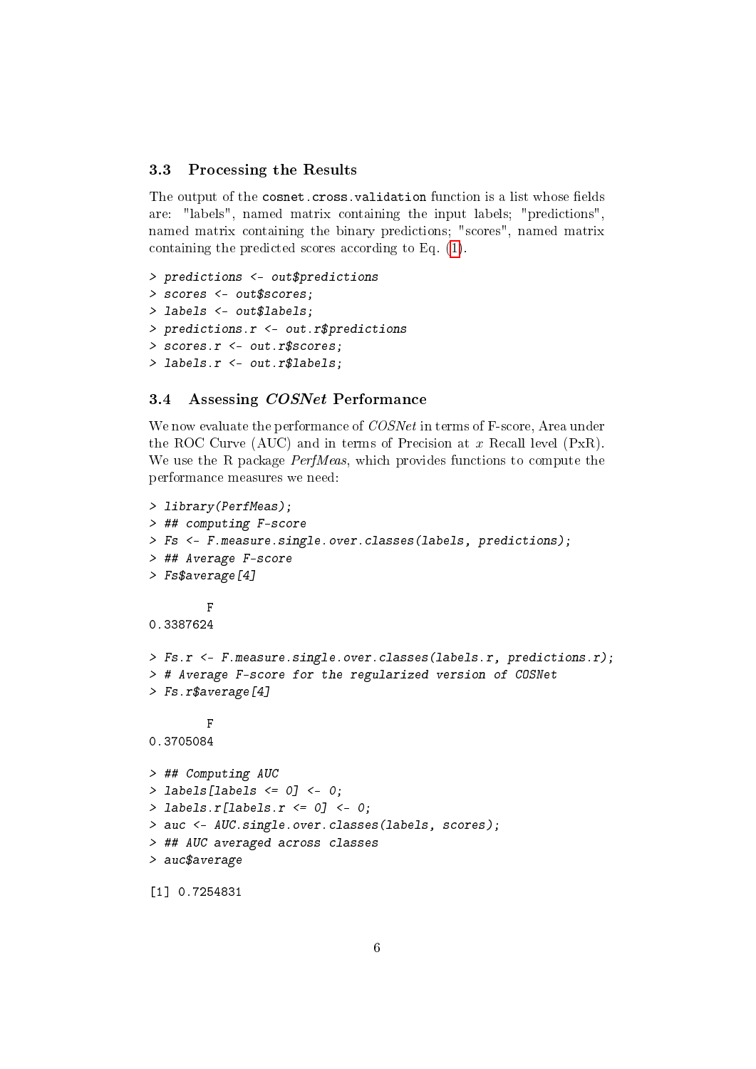### 3.3 Processing the Results

The output of the `cosnet.cross.validation` function is a list whose fields are: "labels", named matrix containing the input labels; "predictions", named matrix containing the binary predictions; "scores", named matrix containing the predicted scores according to Eq. (1).

```
> predictions <- out$predictions
> scores <- out$scores;
> labels <- out$labels;
> predictions.r <- out.r$predictions
> scores.r <- out.r$scores;
> labels.r <- out.r$labels;
```

### 3.4 Assessing *COSNet* Performance

We now evaluate the performance of *COSNet* in terms of F-score, Area under the ROC Curve (AUC) and in terms of Precision at $x$ Recall level (PxR). We use the R package *PerfMeas*, which provides functions to compute the performance measures we need:

```
> library(PerfMeas);
> ## computing F-score
> Fs <- F.measure.single.over.classes(labels, predictions);
> ## Average F-score
> Fs$average[4]

        F
0.3387624

> Fs.r <- F.measure.single.over.classes(labels.r, predictions.r);
> # Average F-score for the regularized version of COSNet
> Fs.r$average[4]

        F
0.3705084

> ## Computing AUC
> labels[labels <= 0] <- 0;
> labels.r[labels.r <= 0] <- 0;
> auc <- AUC.single.over.classes(labels, scores);
> ## AUC averaged across classes
> auc$average

[1] 0.7254831
```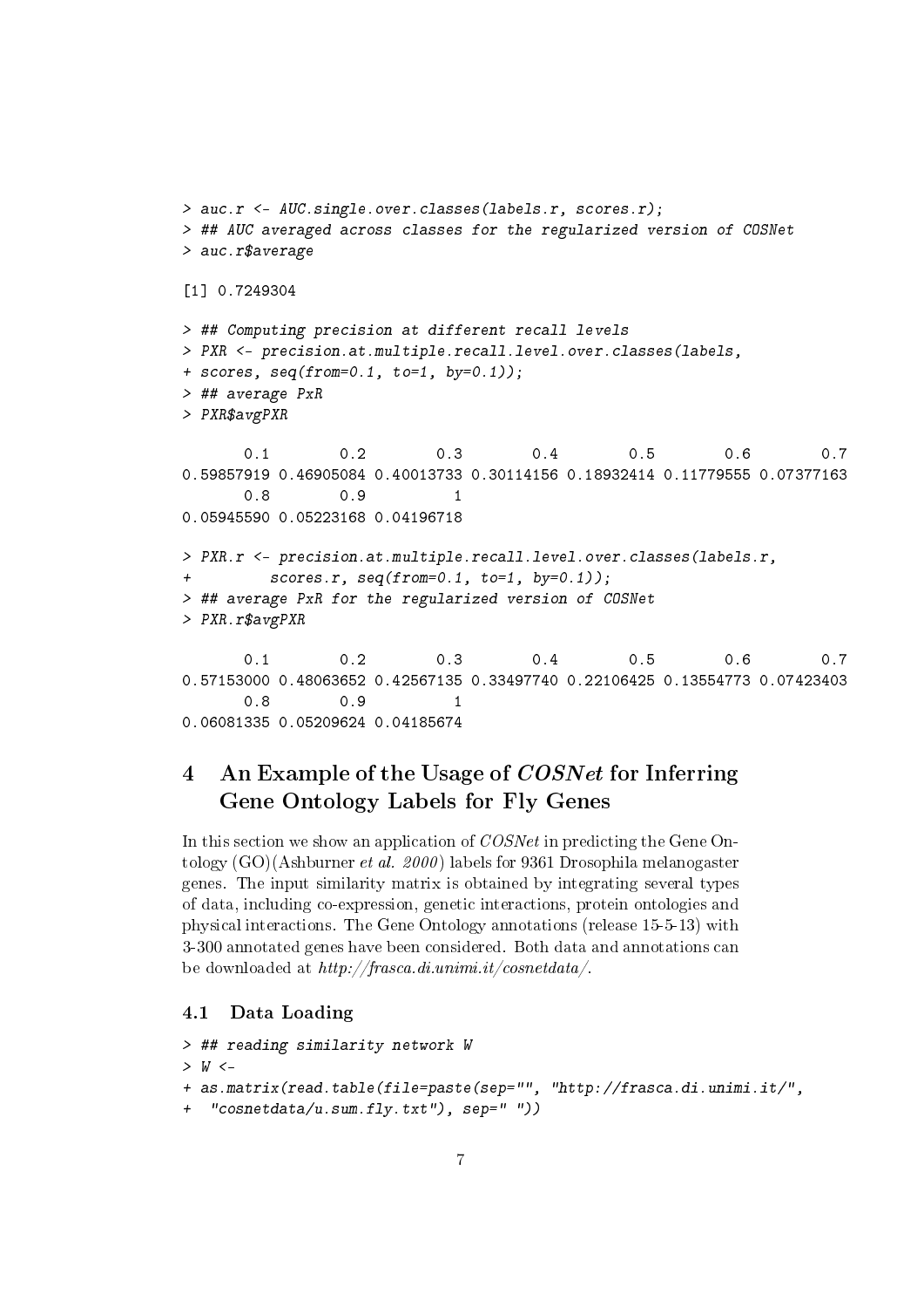```
> auc.r <- AUC.single.over.classes(labels.r, scores.r);
> ## AUC averaged across classes for the regularized version of COSNet
> auc.r$average

[1] 0.7249304

> ## Computing precision at different recall levels
> PXR <- precision.at.multiple.recall.level.over.classes(labels,
+ scores, seq(from=0.1, to=1, by=0.1));
> ## average PxR
> PXR$avgPXR

       0.1        0.2        0.3        0.4        0.5        0.6        0.7 
0.59857919 0.46905084 0.40013733 0.30114156 0.18932414 0.11779555 0.07377163 
       0.8        0.9          1 
0.05945590 0.05223168 0.04196718 

> PXR.r <- precision.at.multiple.recall.level.over.classes(labels.r,
+         scores.r, seq(from=0.1, to=1, by=0.1));
> ## average PxR for the regularized version of COSNet
> PXR.r$avgPXR

       0.1        0.2        0.3        0.4        0.5        0.6        0.7 
0.57153000 0.48063652 0.42567135 0.33497740 0.22106425 0.13554773 0.07423403 
       0.8        0.9          1 
0.06081335 0.05209624 0.04185674 
```

# 4 An Example of the Usage of *COSNet* for Inferring Gene Ontology Labels for Fly Genes

In this section we show an application of *COSNet* in predicting the Gene Ontology (GO)(Ashburner *et al. 2000*) labels for 9361 Drosophila melanogaster genes. The input similarity matrix is obtained by integrating several types of data, including co-expression, genetic interactions, protein ontologies and physical interactions. The Gene Ontology annotations (release 15-5-13) with 3-300 annotated genes have been considered. Both data and annotations can be downloaded at *http://frasca.di.unimi.it/cosnetdata/*.

## 4.1 Data Loading

```
> ## reading similarity network W
> W <-
+ as.matrix(read.table(file=paste(sep="", "http://frasca.di.unimi.it/",
+  "cosnetdata/u.sum.fly.txt"), sep=" "))
```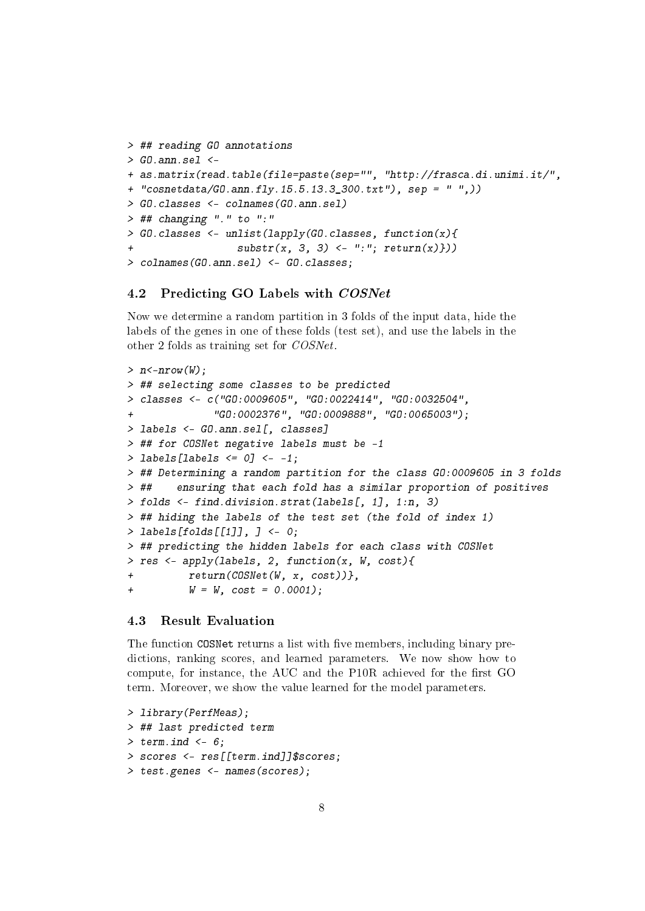```
> ## reading GO annotations
> GO.ann.sel <-
+ as.matrix(read.table(file=paste(sep="", "http://frasca.di.unimi.it/",
+ "cosnetdata/GO.ann.fly.15.5.13.3_300.txt"), sep = " ",))
> GO.classes <- colnames(GO.ann.sel)
> ## changing "." to ":"
> GO.classes <- unlist(lapply(GO.classes, function(x){
+                 substr(x, 3, 3) <- ":"; return(x)}))
> colnames(GO.ann.sel) <- GO.classes;
```

### 4.2 Predicting GO Labels with *COSNet*

Now we determine a random partition in 3 folds of the input data, hide the labels of the genes in one of these folds (test set), and use the labels in the other 2 folds as training set for *COSNet*.

```
> n<-nrow(W);
> ## selecting some classes to be predicted
> classes <- c("GO:0009605", "GO:0022414", "GO:0032504",
+             "GO:0002376", "GO:0009888", "GO:0065003");
> labels <- GO.ann.sel[, classes]
> ## for COSNet negative labels must be -1
> labels[labels <= 0] <- -1;
> ## Determining a random partition for the class GO:0009605 in 3 folds
> ##    ensuring that each fold has a similar proportion of positives
> folds <- find.division.strat(labels[, 1], 1:n, 3)
> ## hiding the labels of the test set (the fold of index 1)
> labels[folds[[1]], ] <- 0;
> ## predicting the hidden labels for each class with COSNet
> res <- apply(labels, 2, function(x, W, cost){
+         return(COSNet(W, x, cost))},
+         W = W, cost = 0.0001);
```

### 4.3 Result Evaluation

The function COSNet returns a list with five members, including binary predictions, ranking scores, and learned parameters. We now show how to compute, for instance, the AUC and the P10R achieved for the first GO term. Moreover, we show the value learned for the model parameters.

```
> library(PerfMeas);
> ## last predicted term
> term.ind <- 6;
> scores <- res[[term.ind]]$scores;
> test.genes <- names(scores);
```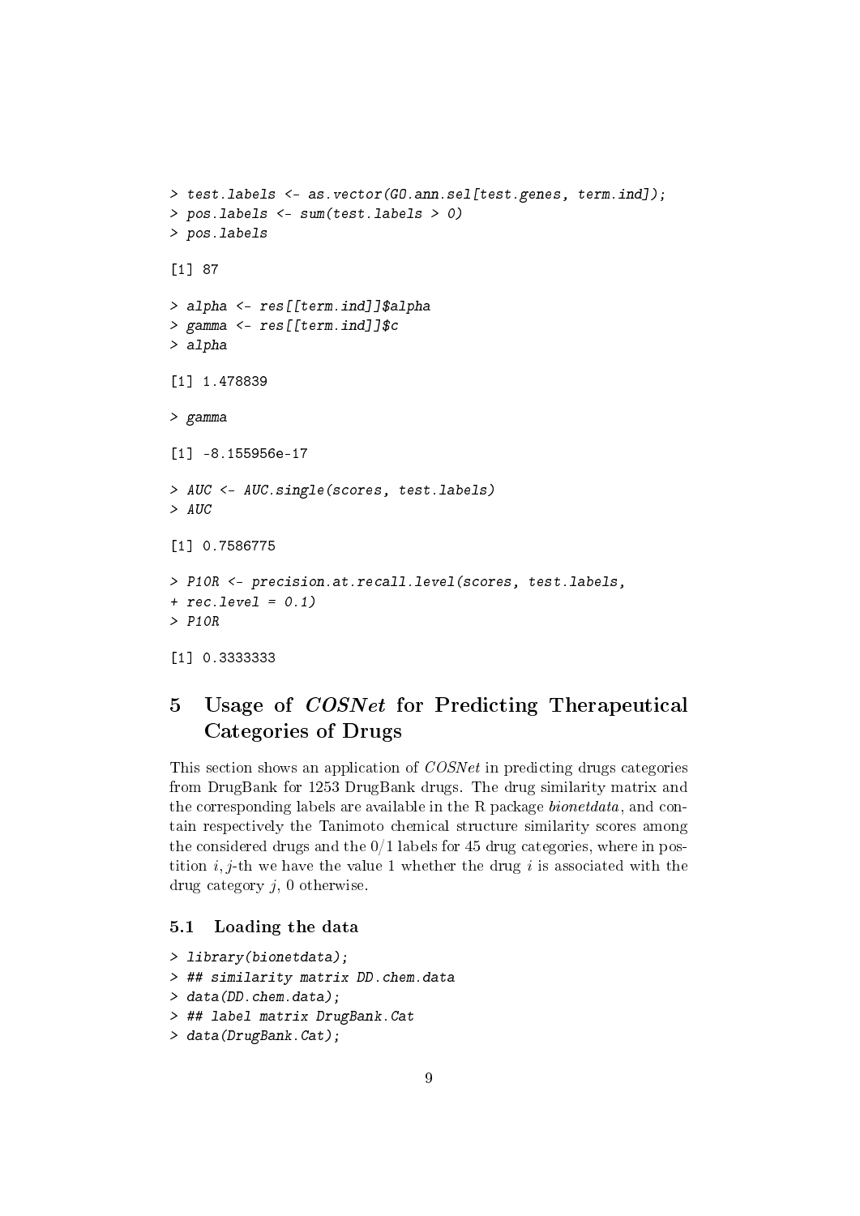```
> test.labels <- as.vector(GO.ann.sel[test.genes, term.ind]);
> pos.labels <- sum(test.labels > 0)
> pos.labels

[1] 87

> alpha <- res[[term.ind]]$alpha
> gamma <- res[[term.ind]]$c
> alpha

[1] 1.478839

> gamma

[1] -8.155956e-17

> AUC <- AUC.single(scores, test.labels)
> AUC

[1] 0.7586775

> P10R <- precision.at.recall.level(scores, test.labels,
+ rec.level = 0.1)
> P10R

[1] 0.3333333
```

# 5 Usage of *COSNet* for Predicting Therapeutical Categories of Drugs

This section shows an application of *COSNet* in predicting drugs categories from DrugBank for 1253 DrugBank drugs. The drug similarity matrix and the corresponding labels are available in the R package *bionetdata*, and contain respectively the Tanimoto chemical structure similarity scores among the considered drugs and the 0/1 labels for 45 drug categories, where in postition $i, j$-th we have the value 1 whether the drug $i$ is associated with the drug category $j$, 0 otherwise.

## 5.1 Loading the data

```
> library(bionetdata);
> ## similarity matrix DD.chem.data
> data(DD.chem.data);
> ## label matrix DrugBank.Cat
> data(DrugBank.Cat);
```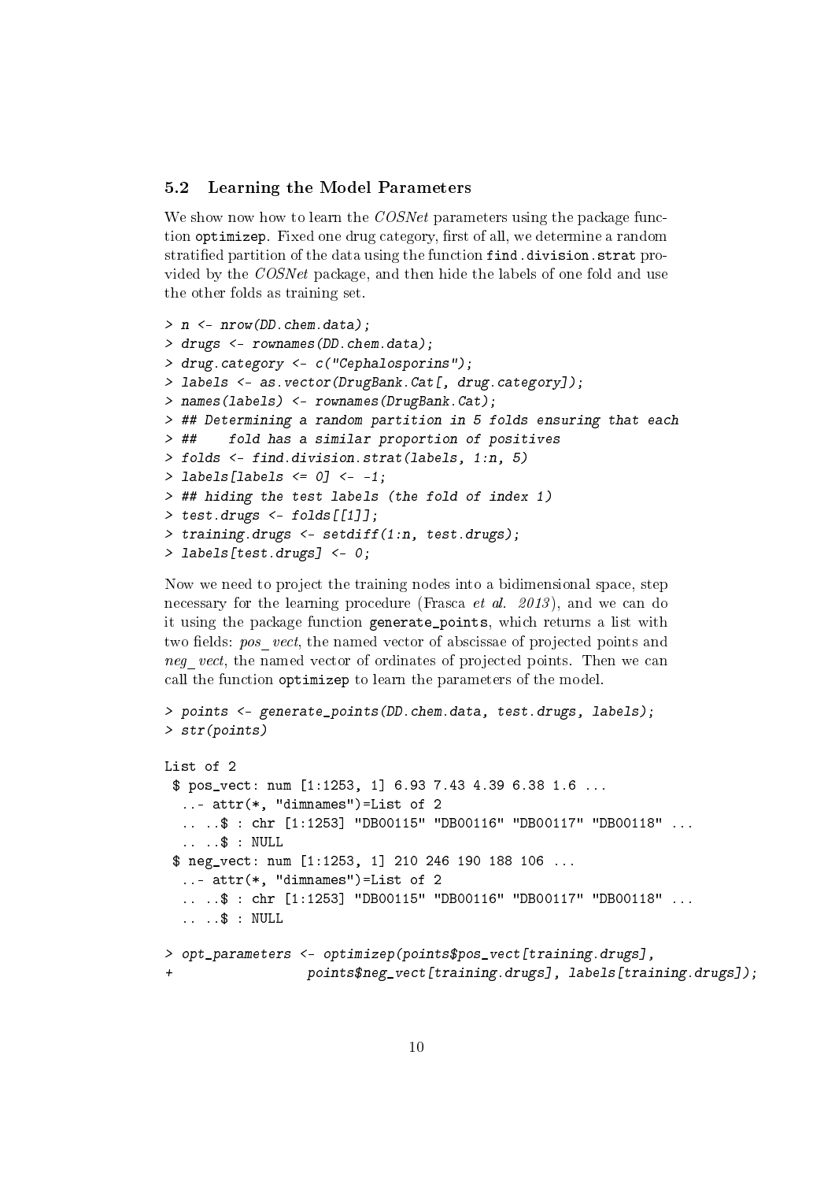### 5.2 Learning the Model Parameters

We show now how to learn the *COSNet* parameters using the package function `optimizep`. Fixed one drug category, first of all, we determine a random stratified partition of the data using the function `find.division.strat` provided by the *COSNet* package, and then hide the labels of one fold and use the other folds as training set.

```
> n <- nrow(DD.chem.data);
> drugs <- rownames(DD.chem.data);
> drug.category <- c("Cephalosporins");
> labels <- as.vector(DrugBank.Cat[, drug.category]);
> names(labels) <- rownames(DrugBank.Cat);
> ## Determining a random partition in 5 folds ensuring that each
> ##    fold has a similar proportion of positives
> folds <- find.division.strat(labels, 1:n, 5)
> labels[labels <= 0] <- -1;
> ## hiding the test labels (the fold of index 1)
> test.drugs <- folds[[1]];
> training.drugs <- setdiff(1:n, test.drugs);
> labels[test.drugs] <- 0;
```

Now we need to project the training nodes into a bidimensional space, step necessary for the learning procedure (Frasca *et al.* *2013*), and we can do it using the package function `generate_points`, which returns a list with two fields: *pos_vect*, the named vector of abscissae of projected points and *neg_vect*, the named vector of ordinates of projected points. Then we can call the function `optimizep` to learn the parameters of the model.

```
> points <- generate_points(DD.chem.data, test.drugs, labels);
> str(points)

List of 2
 $ pos_vect: num [1:1253, 1] 6.93 7.43 4.39 6.38 1.6 ...
  ..- attr(*, "dimnames")=List of 2
  .. ..$ : chr [1:1253] "DB00115" "DB00116" "DB00117" "DB00118" ...
  .. ..$ : NULL
 $ neg_vect: num [1:1253, 1] 210 246 190 188 106 ...
  ..- attr(*, "dimnames")=List of 2
  .. ..$ : chr [1:1253] "DB00115" "DB00116" "DB00117" "DB00118" ...
  .. ..$ : NULL

> opt_parameters <- optimizep(points$pos_vect[training.drugs],
+                 points$neg_vect[training.drugs], labels[training.drugs]);
```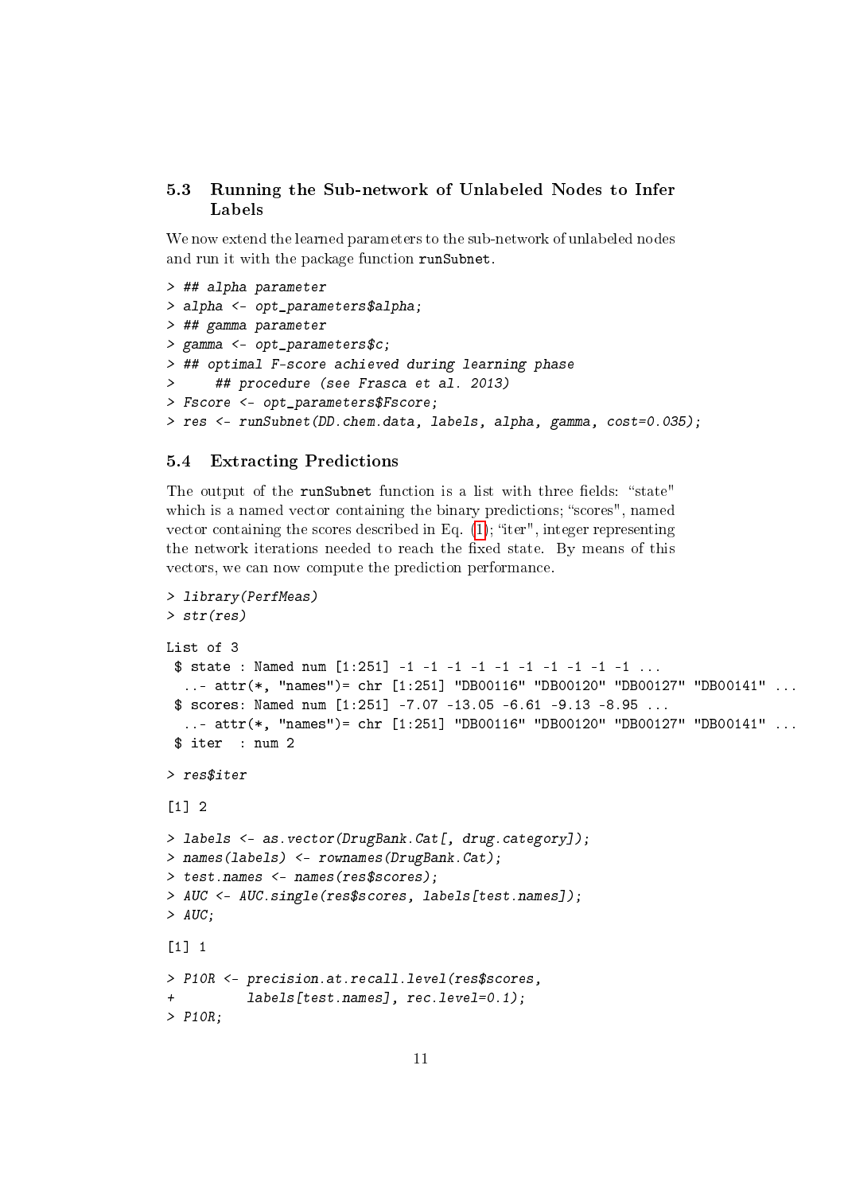### 5.3 Running the Sub-network of Unlabeled Nodes to Infer Labels

We now extend the learned parameters to the sub-network of unlabeled nodes and run it with the package function `runSubnet`.

```
> ## alpha parameter
> alpha <- opt_parameters$alpha;
> ## gamma parameter
> gamma <- opt_parameters$c;
> ## optimal F-score achieved during learning phase
>     ## procedure (see Frasca et al. 2013)
> Fscore <- opt_parameters$Fscore;
> res <- runSubnet(DD.chem.data, labels, alpha, gamma, cost=0.035);
```

### 5.4 Extracting Predictions

The output of the `runSubnet` function is a list with three fields: "state" which is a named vector containing the binary predictions; "scores", named vector containing the scores described in Eq. (1); "iter", integer representing the network iterations needed to reach the fixed state. By means of this vectors, we can now compute the prediction performance.

```
> library(PerfMeas)
> str(res)

List of 3
 $ state : Named num [1:251] -1 -1 -1 -1 -1 -1 -1 -1 -1 -1 ...
  ..- attr(*, "names")= chr [1:251] "DB00116" "DB00120" "DB00127" "DB00141" ...
 $ scores: Named num [1:251] -7.07 -13.05 -6.61 -9.13 -8.95 ...
  ..- attr(*, "names")= chr [1:251] "DB00116" "DB00120" "DB00127" "DB00141" ...
 $ iter  : num 2

> res$iter

[1] 2

> labels <- as.vector(DrugBank.Cat[, drug.category]);
> names(labels) <- rownames(DrugBank.Cat);
> test.names <- names(res$scores);
> AUC <- AUC.single(res$scores, labels[test.names]);
> AUC;

[1] 1

> P10R <- precision.at.recall.level(res$scores,
+         labels[test.names], rec.level=0.1);
> P10R;
```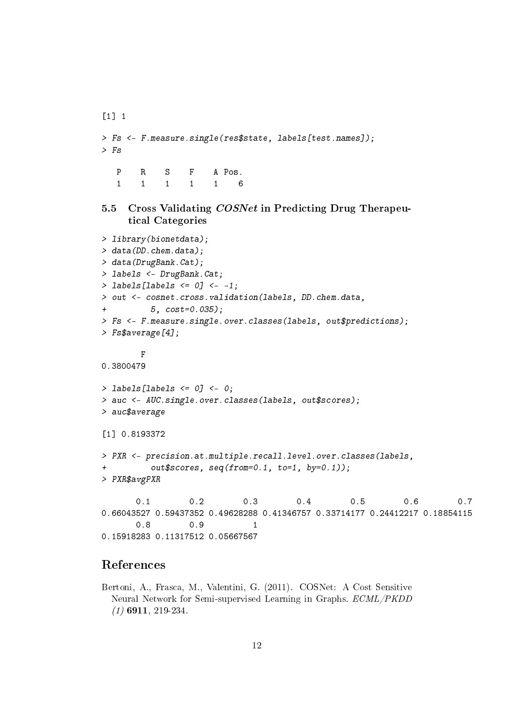```
[1] 1

> Fs <- F.measure.single(res$state, labels[test.names]);
> Fs

  P    R    S    F    A Pos.
  1    1    1    1    1    6
```

### 5.5 Cross Validating *COSNet* in Predicting Drug Therapeutical Categories

```
> library(bionetdata);
> data(DD.chem.data);
> data(DrugBank.Cat);
> labels <- DrugBank.Cat;
> labels[labels <= 0] <- -1;
> out <- cosnet.cross.validation(labels, DD.chem.data,
+         5, cost=0.035);
> Fs <- F.measure.single.over.classes(labels, out$predictions);
> Fs$average[4];

        F
0.3800479

> labels[labels <= 0] <- 0;
> auc <- AUC.single.over.classes(labels, out$scores);
> auc$average

[1] 0.8193372

> PXR <- precision.at.multiple.recall.level.over.classes(labels,
+         out$scores, seq(from=0.1, to=1, by=0.1));
> PXR$avgPXR

       0.1        0.2        0.3        0.4        0.5        0.6        0.7
0.66043527 0.59437352 0.49628288 0.41346757 0.33714177 0.24412217 0.18854115
       0.8        0.9          1
0.15918283 0.11317512 0.05667567
```

## References

Bertoni, A., Frasca, M., Valentini, G. (2011). COSNet: A Cost Sensitive Neural Network for Semi-supervised Learning in Graphs. *ECML/PKDD (1)* **6911**, 219-234.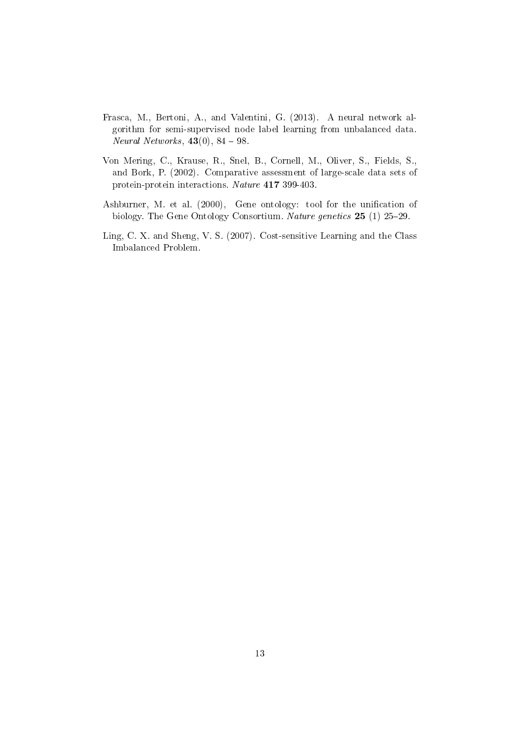Frasca, M., Bertoni, A., and Valentini, G. (2013). A neural network algorithm for semi-supervised node label learning from unbalanced data. *Neural Networks*, **43**(0), 84 – 98.

Von Mering, C., Krause, R., Snel, B., Cornell, M., Oliver, S., Fields, S., and Bork, P. (2002). Comparative assessment of large-scale data sets of protein-protein interactions. *Nature* **417** 399-403.

Ashburner, M. et al. (2000), Gene ontology: tool for the unification of biology. The Gene Ontology Consortium. *Nature genetics* **25** (1) 25–29.

Ling, C. X. and Sheng, V. S. (2007). Cost-sensitive Learning and the Class Imbalanced Problem.